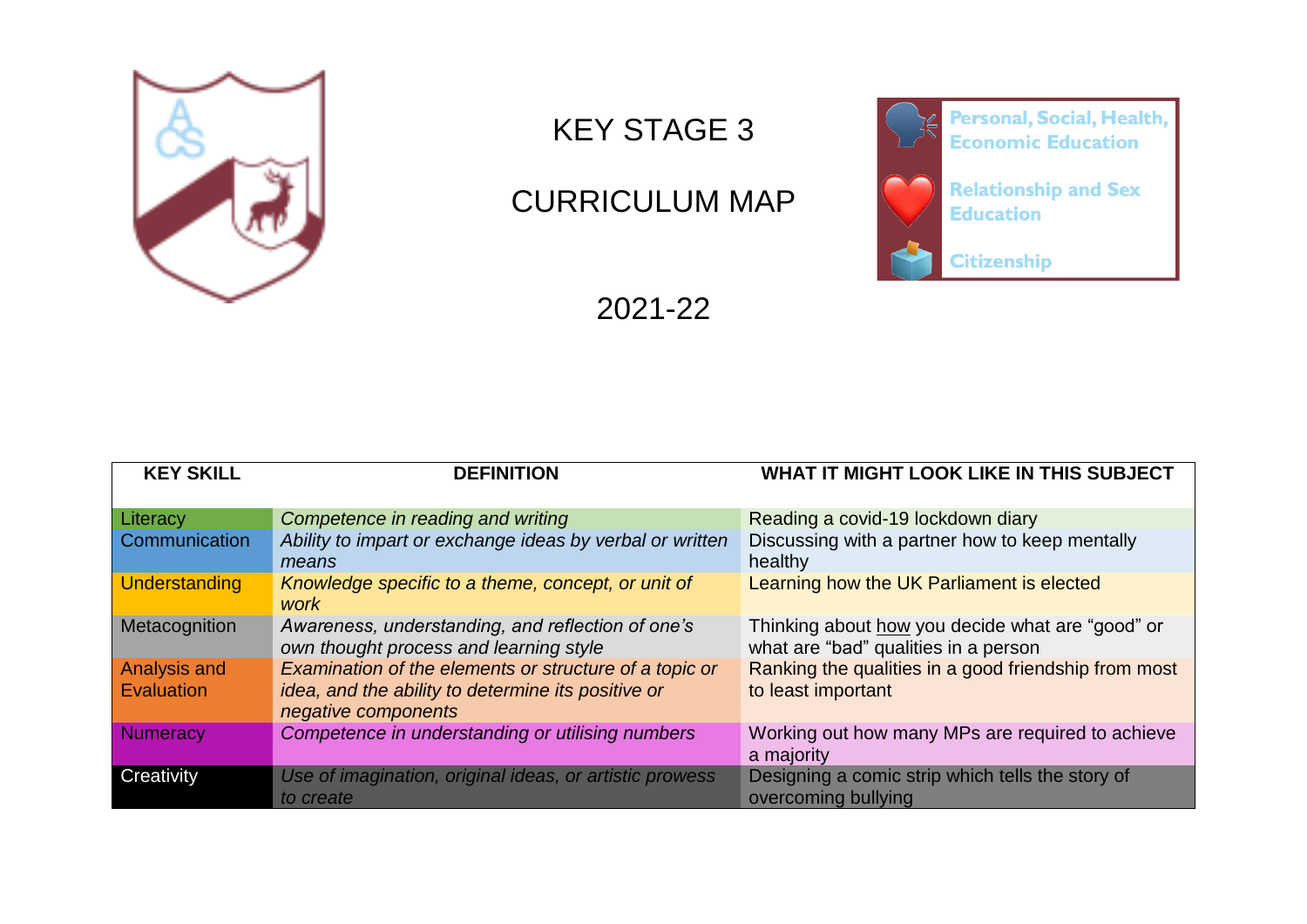# KEY STAGE 3

# CURRICULUM MAP

Personal, Social, Health, Economic Education

Relationship and Sex Education

Citizenship

## 2021-22

| KEY SKILL | DEFINITION | WHAT IT MIGHT LOOK LIKE IN THIS SUBJECT |
|---|---|---|
| Literacy | *Competence in reading and writing* | Reading a covid-19 lockdown diary |
| Communication | *Ability to impart or exchange ideas by verbal or written means* | Discussing with a partner how to keep mentally healthy |
| Understanding | *Knowledge specific to a theme, concept, or unit of work* | Learning how the UK Parliament is elected |
| Metacognition | *Awareness, understanding, and reflection of one's own thought process and learning style* | Thinking about how you decide what are "good" or what are "bad" qualities in a person |
| Analysis and Evaluation | *Examination of the elements or structure of a topic or idea, and the ability to determine its positive or negative components* | Ranking the qualities in a good friendship from most to least important |
| Numeracy | *Competence in understanding or utilising numbers* | Working out how many MPs are required to achieve a majority |
| Creativity | *Use of imagination, original ideas, or artistic prowess to create* | Designing a comic strip which tells the story of overcoming bullying |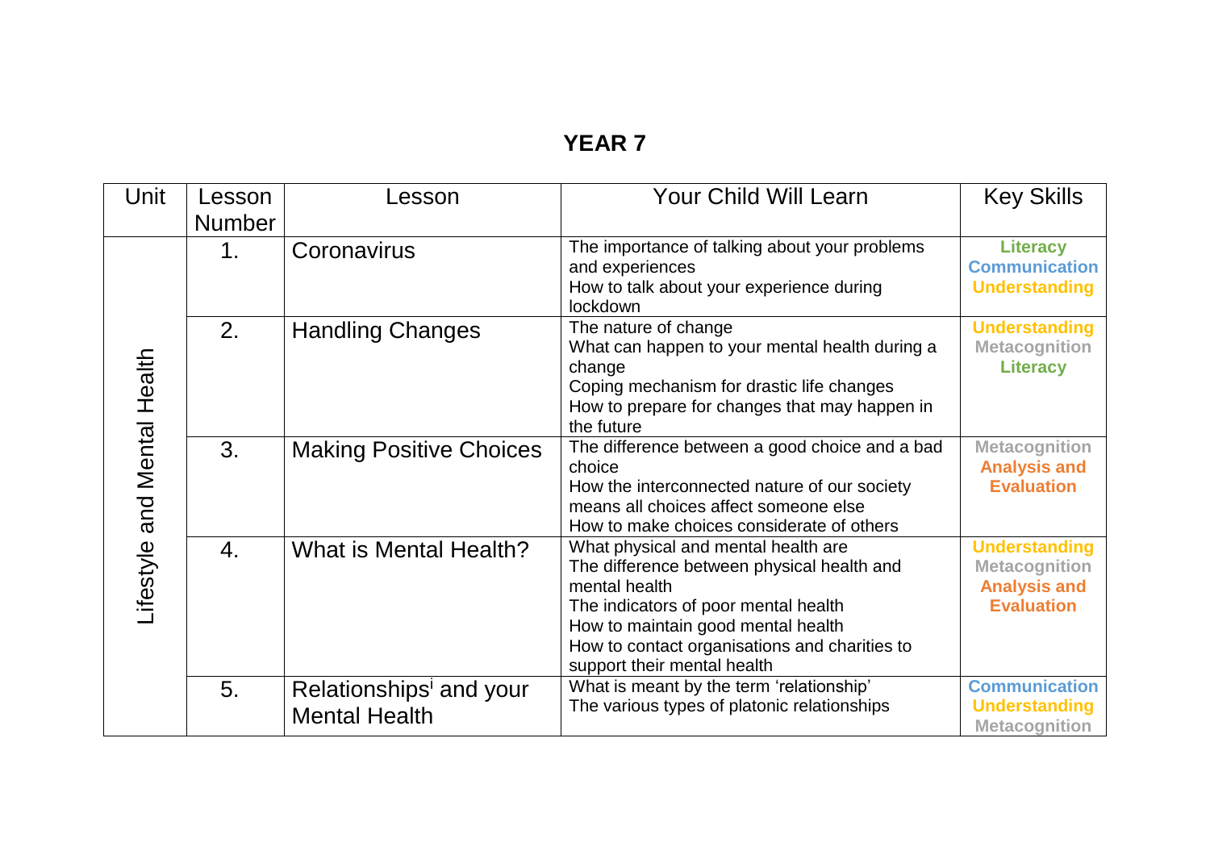# YEAR 7

| Unit | Lesson Number | Lesson | Your Child Will Learn | Key Skills |
|---|---|---|---|---|
| Lifestyle and Mental Health | 1. | Coronavirus | The importance of talking about your problems and experiences<br>How to talk about your experience during lockdown | Literacy<br>Communication<br>Understanding |
| | 2. | Handling Changes | The nature of change<br>What can happen to your mental health during a change<br>Coping mechanism for drastic life changes<br>How to prepare for changes that may happen in the future | Understanding<br>Metacognition<br>Literacy |
| | 3. | Making Positive Choices | The difference between a good choice and a bad choice<br>How the interconnected nature of our society means all choices affect someone else<br>How to make choices considerate of others | Metacognition<br>Analysis and Evaluation |
| | 4. | What is Mental Health? | What physical and mental health are<br>The difference between physical health and mental health<br>The indicators of poor mental health<br>How to maintain good mental health<br>How to contact organisations and charities to support their mental health | Understanding<br>Metacognition<br>Analysis and Evaluation |
| | 5. | Relationships[i] and your Mental Health | What is meant by the term 'relationship'<br>The various types of platonic relationships | Communication<br>Understanding<br>Metacognition |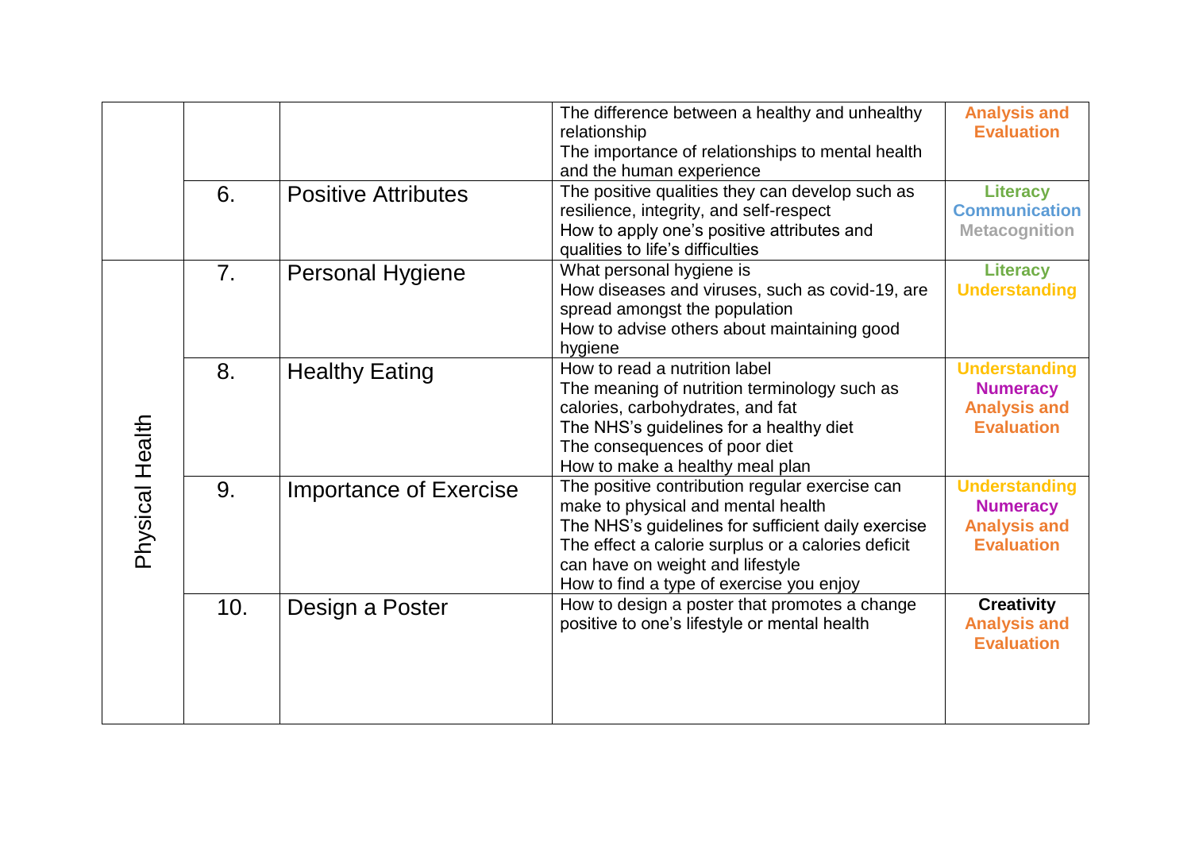| | | | | |
|---|---|---|---|---|
| | | | The difference between a healthy and unhealthy relationship<br>The importance of relationships to mental health and the human experience | **Analysis and Evaluation** |
| | 6. | Positive Attributes | The positive qualities they can develop such as resilience, integrity, and self-respect<br>How to apply one's positive attributes and qualities to life's difficulties | **Literacy**<br>**Communication**<br>**Metacognition** |
| Physical Health | 7. | Personal Hygiene | What personal hygiene is<br>How diseases and viruses, such as covid-19, are spread amongst the population<br>How to advise others about maintaining good hygiene | **Literacy**<br>**Understanding** |
| | 8. | Healthy Eating | How to read a nutrition label<br>The meaning of nutrition terminology such as calories, carbohydrates, and fat<br>The NHS's guidelines for a healthy diet<br>The consequences of poor diet<br>How to make a healthy meal plan | **Understanding**<br>**Numeracy**<br>**Analysis and Evaluation** |
| | 9. | Importance of Exercise | The positive contribution regular exercise can make to physical and mental health<br>The NHS's guidelines for sufficient daily exercise<br>The effect a calorie surplus or a calories deficit can have on weight and lifestyle<br>How to find a type of exercise you enjoy | **Understanding**<br>**Numeracy**<br>**Analysis and Evaluation** |
| | 10. | Design a Poster | How to design a poster that promotes a change positive to one's lifestyle or mental health | **Creativity**<br>**Analysis and Evaluation** |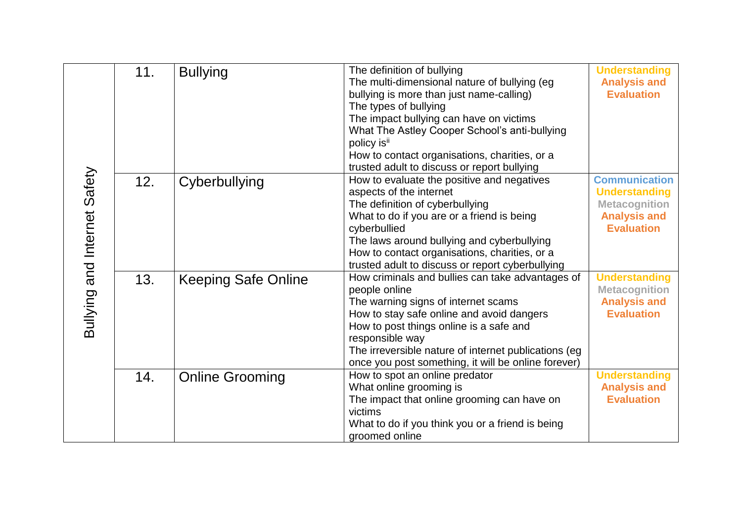| | | | | |
|---|---|---|---|---|
| Bullying and Internet Safety | 11. | Bullying | The definition of bullying<br>The multi-dimensional nature of bullying (eg bullying is more than just name-calling)<br>The types of bullying<br>The impact bullying can have on victims<br>What The Astley Cooper School's anti-bullying policy is[ii]<br>How to contact organisations, charities, or a trusted adult to discuss or report bullying | **Understanding**<br>**Analysis and Evaluation** |
| | 12. | Cyberbullying | How to evaluate the positive and negatives aspects of the internet<br>The definition of cyberbullying<br>What to do if you are or a friend is being cyberbullied<br>The laws around bullying and cyberbullying<br>How to contact organisations, charities, or a trusted adult to discuss or report cyberbullying | **Communication**<br>**Understanding**<br>**Metacognition**<br>**Analysis and Evaluation** |
| | 13. | Keeping Safe Online | How criminals and bullies can take advantages of people online<br>The warning signs of internet scams<br>How to stay safe online and avoid dangers<br>How to post things online is a safe and responsible way<br>The irreversible nature of internet publications (eg once you post something, it will be online forever) | **Understanding**<br>**Metacognition**<br>**Analysis and Evaluation** |
| | 14. | Online Grooming | How to spot an online predator<br>What online grooming is<br>The impact that online grooming can have on victims<br>What to do if you think you or a friend is being groomed online | **Understanding**<br>**Analysis and Evaluation** |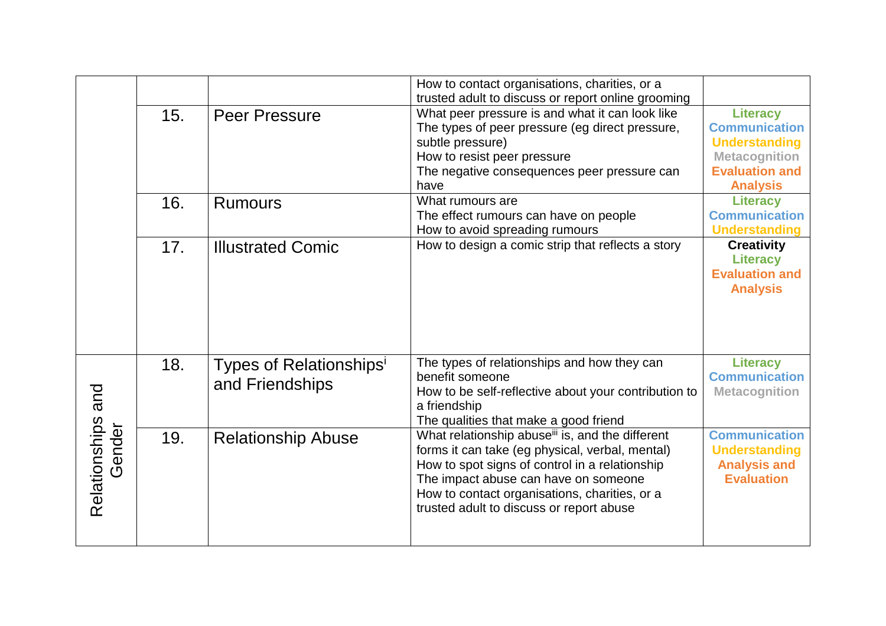| | | | | |
|---|---|---|---|---|
| | | | How to contact organisations, charities, or a trusted adult to discuss or report online grooming | |
| | 15. | Peer Pressure | What peer pressure is and what it can look like<br>The types of peer pressure (eg direct pressure, subtle pressure)<br>How to resist peer pressure<br>The negative consequences peer pressure can have | Literacy<br>Communication<br>Understanding<br>Metacognition<br>Evaluation and Analysis |
| | 16. | Rumours | What rumours are<br>The effect rumours can have on people<br>How to avoid spreading rumours | Literacy<br>Communication<br>Understanding |
| | 17. | Illustrated Comic | How to design a comic strip that reflects a story | **Creativity**<br>Literacy<br>Evaluation and Analysis |
| Relationships and Gender | 18. | Types of Relationships[i] and Friendships | The types of relationships and how they can benefit someone<br>How to be self-reflective about your contribution to a friendship<br>The qualities that make a good friend | Literacy<br>Communication<br>Metacognition |
| | 19. | Relationship Abuse | What relationship abuse[iii] is, and the different forms it can take (eg physical, verbal, mental)<br>How to spot signs of control in a relationship<br>The impact abuse can have on someone<br>How to contact organisations, charities, or a trusted adult to discuss or report abuse | Communication<br>Understanding<br>Analysis and Evaluation |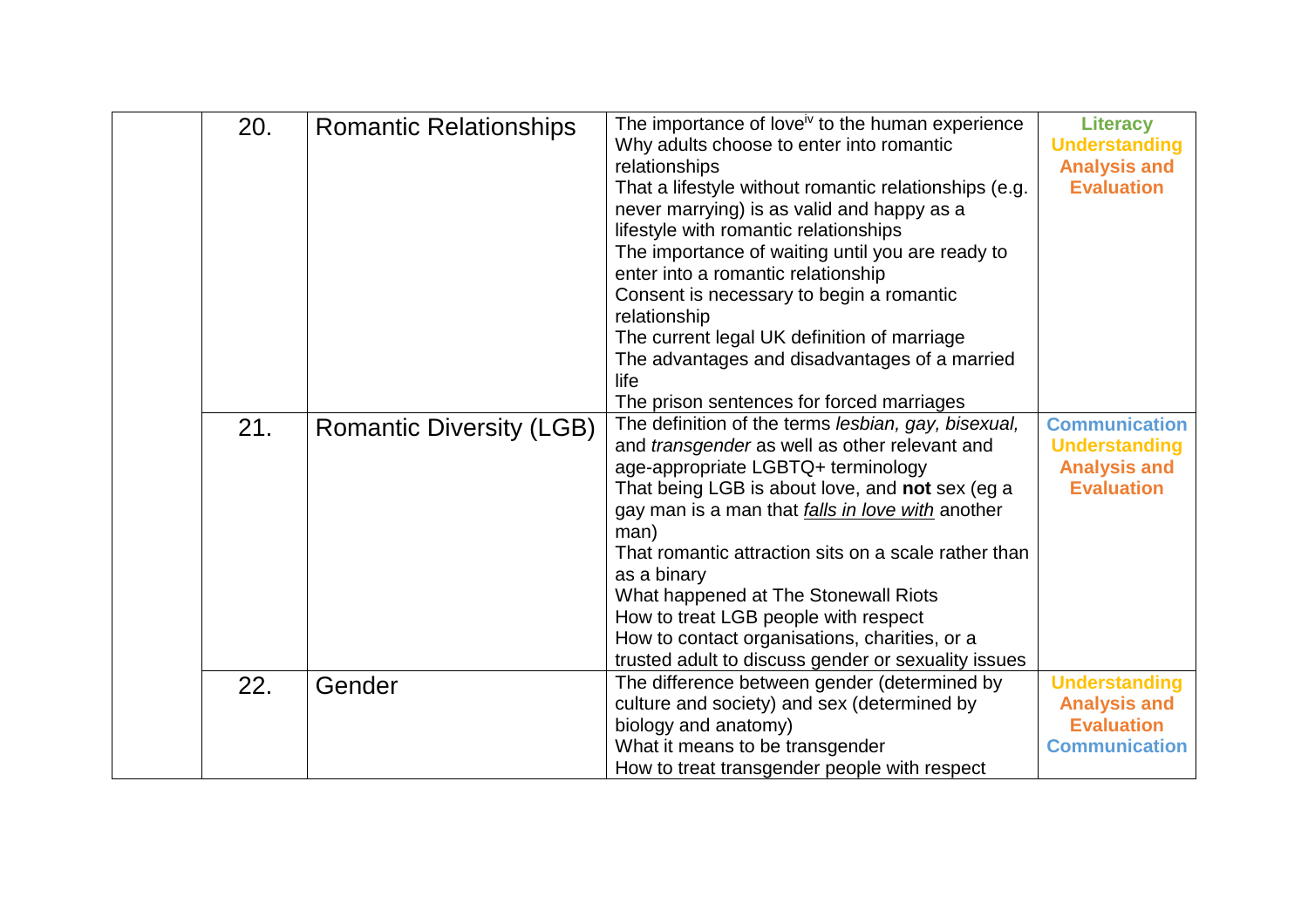|  | 20. | Romantic Relationships | The importance of love[iv] to the human experience<br>Why adults choose to enter into romantic relationships<br>That a lifestyle without romantic relationships (e.g. never marrying) is as valid and happy as a lifestyle with romantic relationships<br>The importance of waiting until you are ready to enter into a romantic relationship<br>Consent is necessary to begin a romantic relationship<br>The current legal UK definition of marriage<br>The advantages and disadvantages of a married life<br>The prison sentences for forced marriages | **Literacy**<br>**Understanding**<br>**Analysis and Evaluation** |
|---|---|---|---|---|
|  | 21. | Romantic Diversity (LGB) | The definition of the terms *lesbian, gay, bisexual,* and *transgender* as well as other relevant and age-appropriate LGBTQ+ terminology<br>That being LGB is about love, and **not** sex (eg a gay man is a man that ***falls in love with*** another man)<br>That romantic attraction sits on a scale rather than as a binary<br>What happened at The Stonewall Riots<br>How to treat LGB people with respect<br>How to contact organisations, charities, or a trusted adult to discuss gender or sexuality issues | **Communication**<br>**Understanding**<br>**Analysis and Evaluation** |
|  | 22. | Gender | The difference between gender (determined by culture and society) and sex (determined by biology and anatomy)<br>What it means to be transgender<br>How to treat transgender people with respect | **Understanding**<br>**Analysis and Evaluation**<br>**Communication** |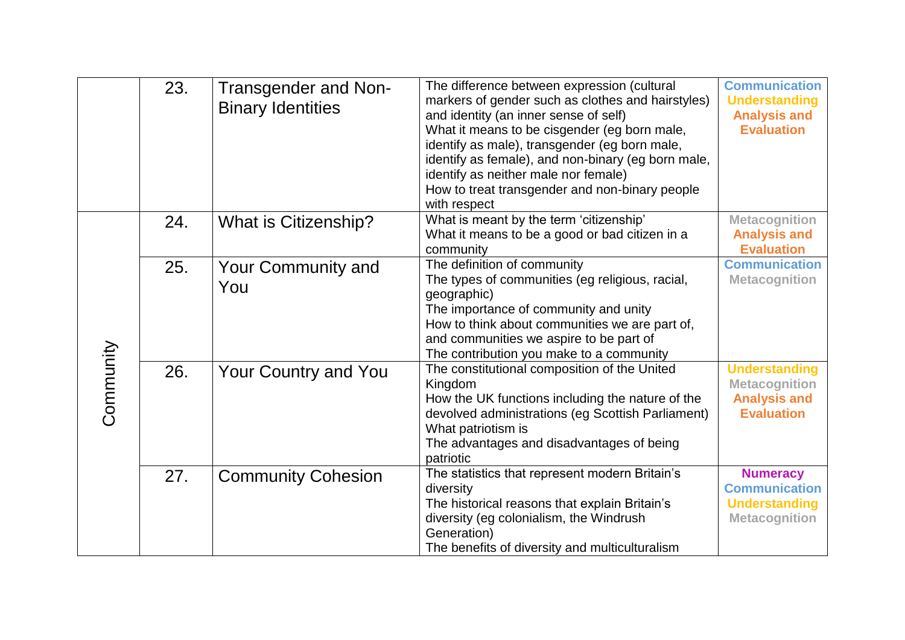| | | | | |
|---|---|---|---|---|
| | 23. | Transgender and Non-Binary Identities | The difference between expression (cultural markers of gender such as clothes and hairstyles) and identity (an inner sense of self)<br>What it means to be cisgender (eg born male, identify as male), transgender (eg born male, identify as female), and non-binary (eg born male, identify as neither male nor female)<br>How to treat transgender and non-binary people with respect | **Communication**<br>**Understanding**<br>**Analysis and Evaluation** |
| Community | 24. | What is Citizenship? | What is meant by the term 'citizenship'<br>What it means to be a good or bad citizen in a community | **Metacognition**<br>**Analysis and Evaluation** |
| | 25. | Your Community and You | The definition of community<br>The types of communities (eg religious, racial, geographic)<br>The importance of community and unity<br>How to think about communities we are part of, and communities we aspire to be part of<br>The contribution you make to a community | **Communication**<br>**Metacognition** |
| | 26. | Your Country and You | The constitutional composition of the United Kingdom<br>How the UK functions including the nature of the devolved administrations (eg Scottish Parliament)<br>What patriotism is<br>The advantages and disadvantages of being patriotic | **Understanding**<br>**Metacognition**<br>**Analysis and Evaluation** |
| | 27. | Community Cohesion | The statistics that represent modern Britain's diversity<br>The historical reasons that explain Britain's diversity (eg colonialism, the Windrush Generation)<br>The benefits of diversity and multiculturalism | **Numeracy**<br>**Communication**<br>**Understanding**<br>**Metacognition** |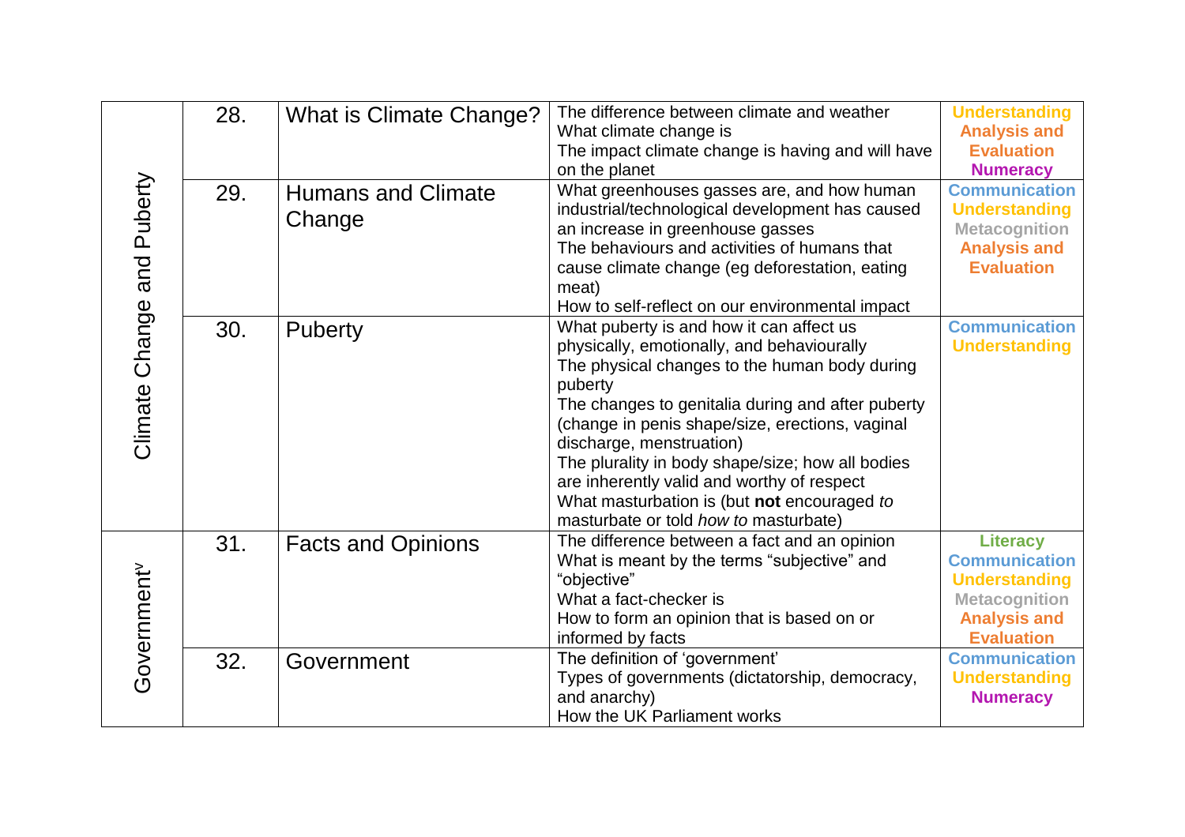| | | | | |
|---|---|---|---|---|
| Climate Change and Puberty | 28. | What is Climate Change? | The difference between climate and weather<br>What climate change is<br>The impact climate change is having and will have on the planet | Understanding<br>Analysis and Evaluation<br>Numeracy |
| | 29. | Humans and Climate Change | What greenhouses gasses are, and how human industrial/technological development has caused an increase in greenhouse gasses<br>The behaviours and activities of humans that cause climate change (eg deforestation, eating meat)<br>How to self-reflect on our environmental impact | Communication<br>Understanding<br>Metacognition<br>Analysis and Evaluation |
| | 30. | Puberty | What puberty is and how it can affect us physically, emotionally, and behaviourally<br>The physical changes to the human body during puberty<br>The changes to genitalia during and after puberty (change in penis shape/size, erections, vaginal discharge, menstruation)<br>The plurality in body shape/size; how all bodies are inherently valid and worthy of respect<br>What masturbation is (but **not** encouraged *to* masturbate or told *how to* masturbate) | Communication<br>Understanding |
| Government[v] | 31. | Facts and Opinions | The difference between a fact and an opinion<br>What is meant by the terms "subjective" and "objective"<br>What a fact-checker is<br>How to form an opinion that is based on or informed by facts | Literacy<br>Communication<br>Understanding<br>Metacognition<br>Analysis and Evaluation |
| | 32. | Government | The definition of 'government'<br>Types of governments (dictatorship, democracy, and anarchy)<br>How the UK Parliament works | Communication<br>Understanding<br>Numeracy |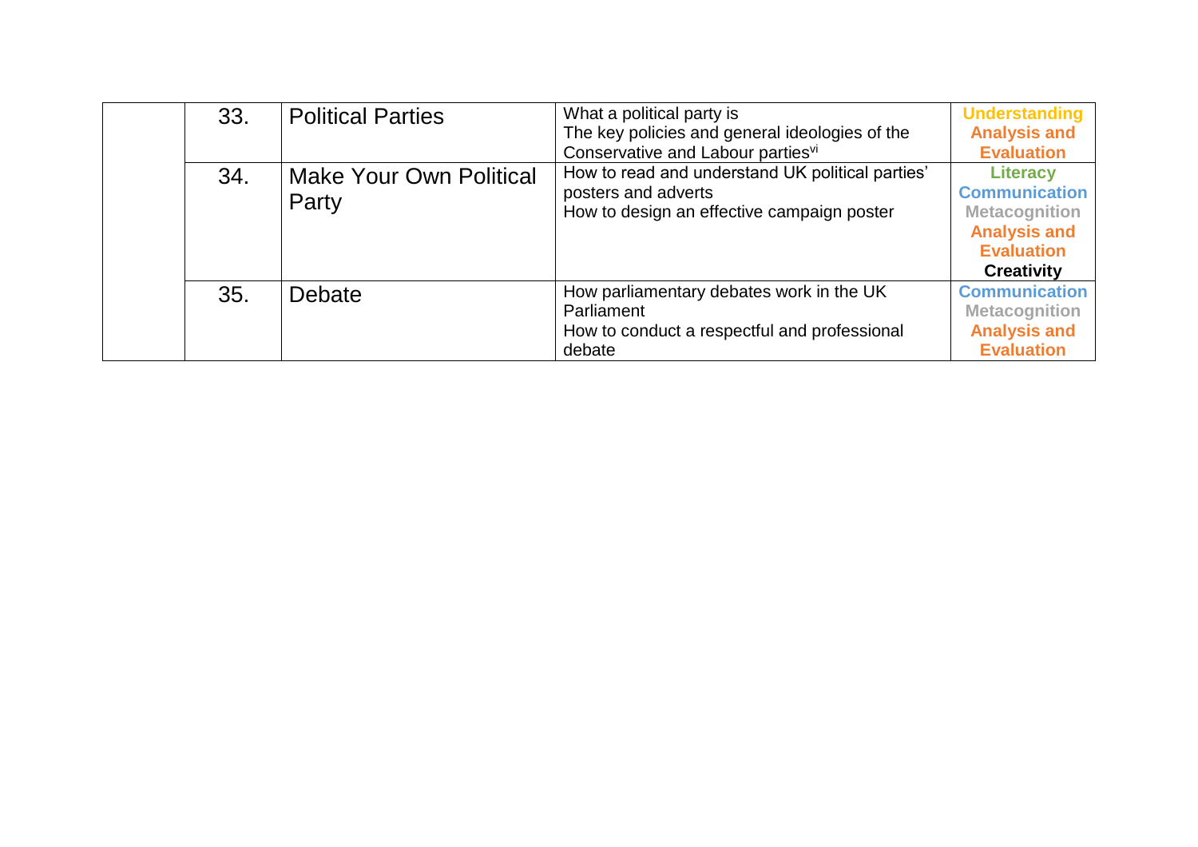| | | | | |
|---|---|---|---|---|
| | 33. | Political Parties | What a political party is<br>The key policies and general ideologies of the Conservative and Labour parties[vi] | **Understanding**<br>**Analysis and Evaluation** |
| | 34. | Make Your Own Political Party | How to read and understand UK political parties' posters and adverts<br>How to design an effective campaign poster | **Literacy**<br>**Communication**<br>**Metacognition**<br>**Analysis and Evaluation**<br>**Creativity** |
| | 35. | Debate | How parliamentary debates work in the UK Parliament<br>How to conduct a respectful and professional debate | **Communication**<br>**Metacognition**<br>**Analysis and Evaluation** |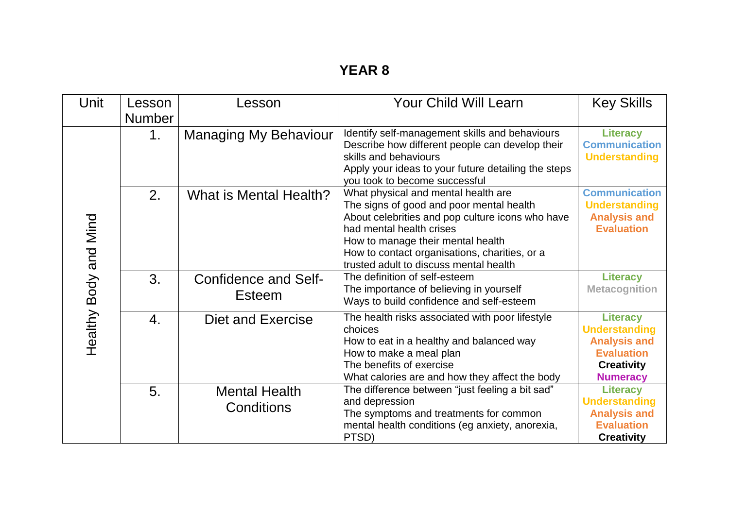# YEAR 8

| Unit | Lesson Number | Lesson | Your Child Will Learn | Key Skills |
|---|---|---|---|---|
| Healthy Body and Mind | 1. | Managing My Behaviour | Identify self-management skills and behaviours<br>Describe how different people can develop their skills and behaviours<br>Apply your ideas to your future detailing the steps you took to become successful | **Literacy**<br>**Communication**<br>**Understanding** |
| | 2. | What is Mental Health? | What physical and mental health are<br>The signs of good and poor mental health<br>About celebrities and pop culture icons who have had mental health crises<br>How to manage their mental health<br>How to contact organisations, charities, or a trusted adult to discuss mental health | **Communication**<br>**Understanding**<br>**Analysis and Evaluation** |
| | 3. | Confidence and Self-Esteem | The definition of self-esteem<br>The importance of believing in yourself<br>Ways to build confidence and self-esteem | **Literacy**<br>**Metacognition** |
| | 4. | Diet and Exercise | The health risks associated with poor lifestyle choices<br>How to eat in a healthy and balanced way<br>How to make a meal plan<br>The benefits of exercise<br>What calories are and how they affect the body | **Literacy**<br>**Understanding**<br>**Analysis and Evaluation**<br>**Creativity**<br>**Numeracy** |
| | 5. | Mental Health Conditions | The difference between "just feeling a bit sad" and depression<br>The symptoms and treatments for common mental health conditions (eg anxiety, anorexia, PTSD) | **Literacy**<br>**Understanding**<br>**Analysis and Evaluation**<br>**Creativity** |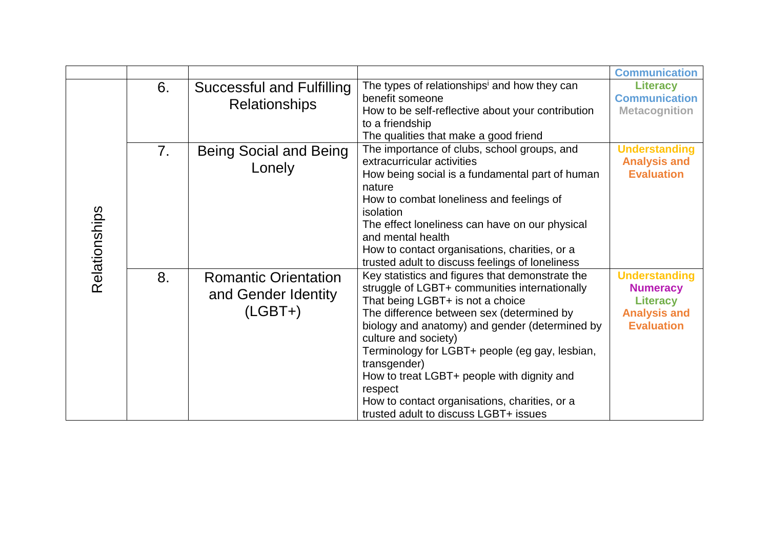| | | | | Communication |
|---|---|---|---|---|
| Relationships | 6. | Successful and Fulfilling Relationships | The types of relationships[i] and how they can benefit someone<br>How to be self-reflective about your contribution to a friendship<br>The qualities that make a good friend | Literacy<br>Communication<br>Metacognition |
| | 7. | Being Social and Being Lonely | The importance of clubs, school groups, and extracurricular activities<br>How being social is a fundamental part of human nature<br>How to combat loneliness and feelings of isolation<br>The effect loneliness can have on our physical and mental health<br>How to contact organisations, charities, or a trusted adult to discuss feelings of loneliness | Understanding<br>Analysis and Evaluation |
| | 8. | Romantic Orientation and Gender Identity (LGBT+) | Key statistics and figures that demonstrate the struggle of LGBT+ communities internationally<br>That being LGBT+ is not a choice<br>The difference between sex (determined by biology and anatomy) and gender (determined by culture and society)<br>Terminology for LGBT+ people (eg gay, lesbian, transgender)<br>How to treat LGBT+ people with dignity and respect<br>How to contact organisations, charities, or a trusted adult to discuss LGBT+ issues | Understanding<br>Numeracy<br>Literacy<br>Analysis and Evaluation |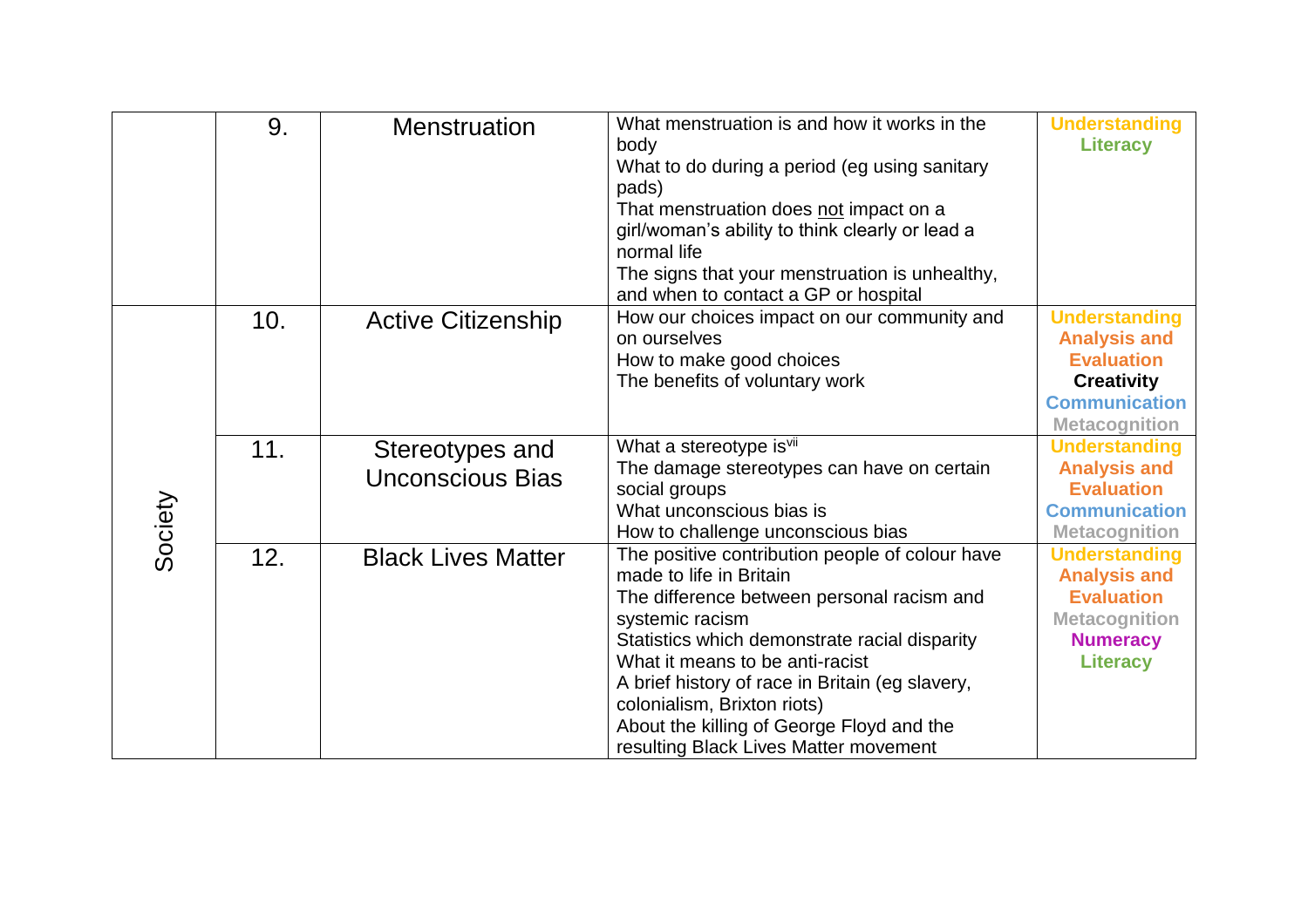| | | | | |
|---|---|---|---|---|
| | 9. | Menstruation | What menstruation is and how it works in the body<br>What to do during a period (eg using sanitary pads)<br>That menstruation does <u>not</u> impact on a girl/woman's ability to think clearly or lead a normal life<br>The signs that your menstruation is unhealthy, and when to contact a GP or hospital | **Understanding**<br>**Literacy** |
| Society | 10. | Active Citizenship | How our choices impact on our community and on ourselves<br>How to make good choices<br>The benefits of voluntary work | **Understanding**<br>**Analysis and Evaluation**<br>**Creativity**<br>**Communication**<br>**Metacognition** |
| | 11. | Stereotypes and Unconscious Bias | What a stereotype is[vii]<br>The damage stereotypes can have on certain social groups<br>What unconscious bias is<br>How to challenge unconscious bias | **Understanding**<br>**Analysis and Evaluation**<br>**Communication**<br>**Metacognition** |
| | 12. | Black Lives Matter | The positive contribution people of colour have made to life in Britain<br>The difference between personal racism and systemic racism<br>Statistics which demonstrate racial disparity<br>What it means to be anti-racist<br>A brief history of race in Britain (eg slavery, colonialism, Brixton riots)<br>About the killing of George Floyd and the resulting Black Lives Matter movement | **Understanding**<br>**Analysis and Evaluation**<br>**Metacognition**<br>**Numeracy**<br>**Literacy** |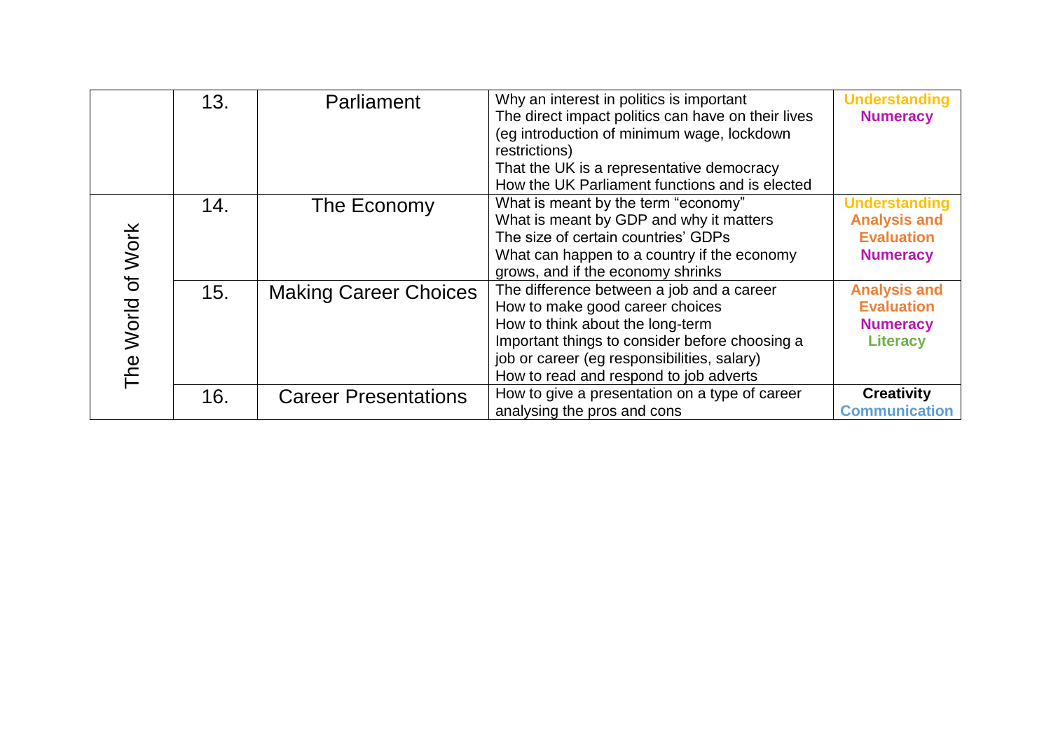|  | 13. | Parliament | Why an interest in politics is important<br>The direct impact politics can have on their lives (eg introduction of minimum wage, lockdown restrictions)<br>That the UK is a representative democracy<br>How the UK Parliament functions and is elected | **Understanding**<br>**Numeracy** |
|---|---|---|---|---|
| The World of Work | 14. | The Economy | What is meant by the term "economy"<br>What is meant by GDP and why it matters<br>The size of certain countries' GDPs<br>What can happen to a country if the economy grows, and if the economy shrinks | **Understanding**<br>**Analysis and Evaluation**<br>**Numeracy** |
|  | 15. | Making Career Choices | The difference between a job and a career<br>How to make good career choices<br>How to think about the long-term<br>Important things to consider before choosing a job or career (eg responsibilities, salary)<br>How to read and respond to job adverts | **Analysis and Evaluation**<br>**Numeracy**<br>**Literacy** |
|  | 16. | Career Presentations | How to give a presentation on a type of career analysing the pros and cons | **Creativity**<br>**Communication** |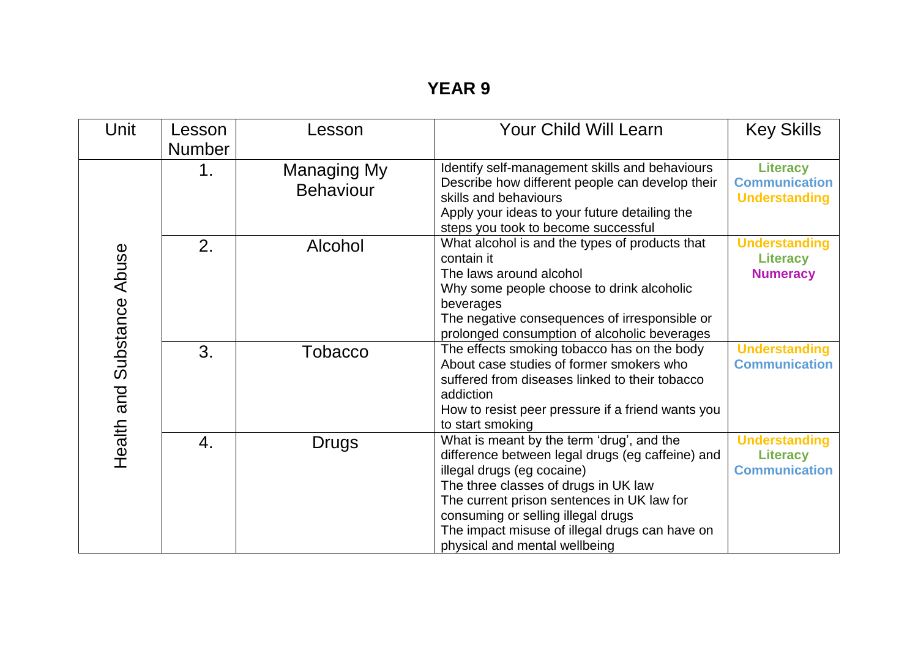# YEAR 9

| Unit | Lesson Number | Lesson | Your Child Will Learn | Key Skills |
| --- | --- | --- | --- | --- |
| Health and Substance Abuse | 1. | Managing My Behaviour | Identify self-management skills and behaviours<br>Describe how different people can develop their skills and behaviours<br>Apply your ideas to your future detailing the steps you took to become successful | **Literacy**<br>**Communication**<br>**Understanding** |
| | 2. | Alcohol | What alcohol is and the types of products that contain it<br>The laws around alcohol<br>Why some people choose to drink alcoholic beverages<br>The negative consequences of irresponsible or prolonged consumption of alcoholic beverages | **Understanding**<br>**Literacy**<br>**Numeracy** |
| | 3. | Tobacco | The effects smoking tobacco has on the body<br>About case studies of former smokers who suffered from diseases linked to their tobacco addiction<br>How to resist peer pressure if a friend wants you to start smoking | **Understanding**<br>**Communication** |
| | 4. | Drugs | What is meant by the term 'drug', and the difference between legal drugs (eg caffeine) and illegal drugs (eg cocaine)<br>The three classes of drugs in UK law<br>The current prison sentences in UK law for consuming or selling illegal drugs<br>The impact misuse of illegal drugs can have on physical and mental wellbeing | **Understanding**<br>**Literacy**<br>**Communication** |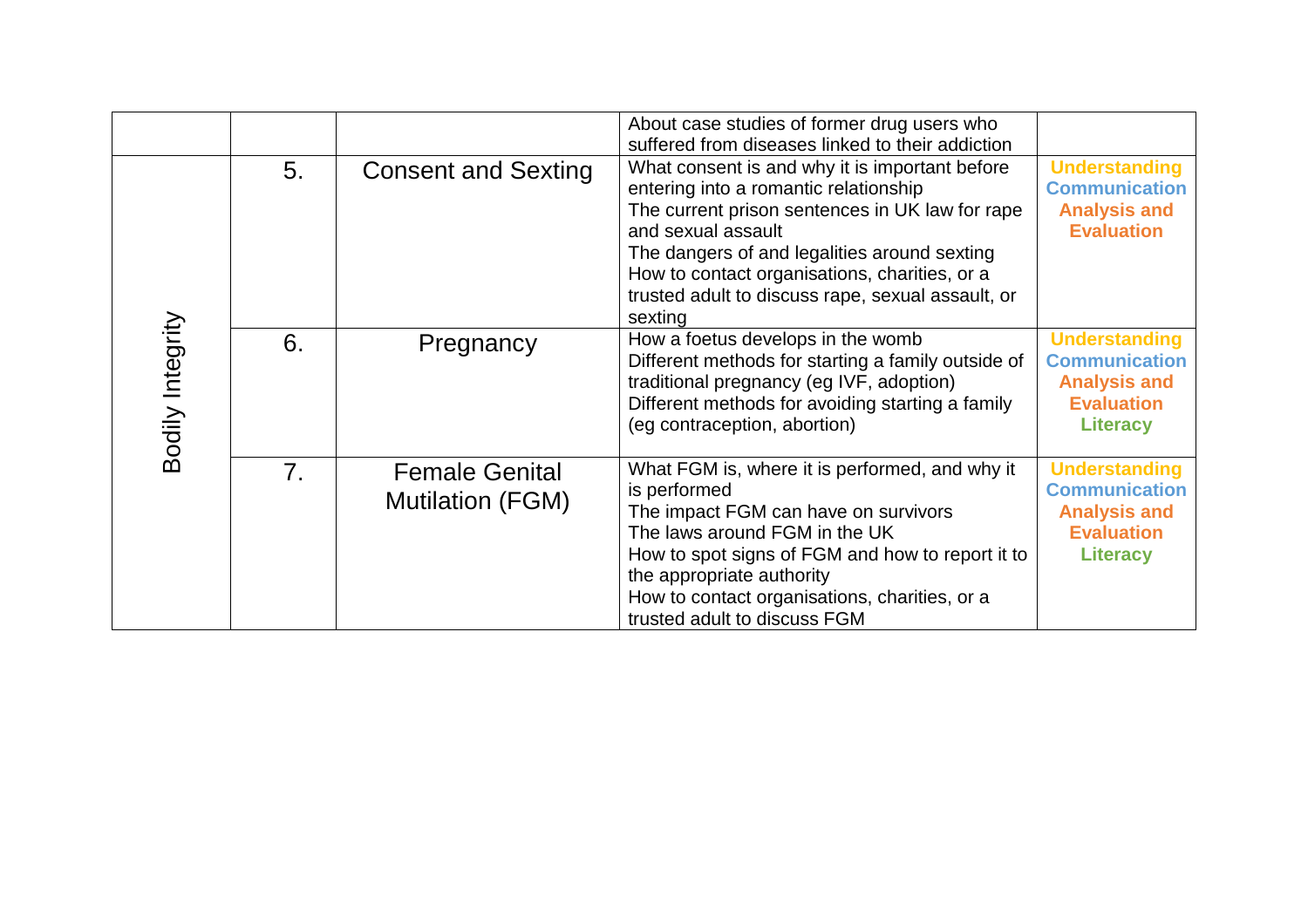| | | | | |
|---|---|---|---|---|
| | | | About case studies of former drug users who suffered from diseases linked to their addiction | |
| Bodily Integrity | 5. | Consent and Sexting | What consent is and why it is important before entering into a romantic relationship<br>The current prison sentences in UK law for rape and sexual assault<br>The dangers of and legalities around sexting<br>How to contact organisations, charities, or a trusted adult to discuss rape, sexual assault, or sexting | **Understanding**<br>**Communication**<br>**Analysis and Evaluation** |
| | 6. | Pregnancy | How a foetus develops in the womb<br>Different methods for starting a family outside of traditional pregnancy (eg IVF, adoption)<br>Different methods for avoiding starting a family (eg contraception, abortion) | **Understanding**<br>**Communication**<br>**Analysis and Evaluation**<br>**Literacy** |
| | 7. | Female Genital Mutilation (FGM) | What FGM is, where it is performed, and why it is performed<br>The impact FGM can have on survivors<br>The laws around FGM in the UK<br>How to spot signs of FGM and how to report it to the appropriate authority<br>How to contact organisations, charities, or a trusted adult to discuss FGM | **Understanding**<br>**Communication**<br>**Analysis and Evaluation**<br>**Literacy** |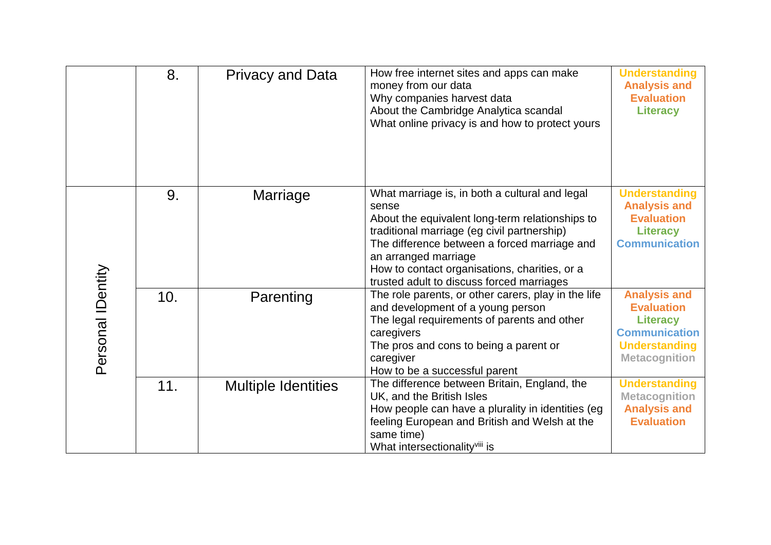|  |  |  |  |  |
|---|---|---|---|---|
|  | 8. | Privacy and Data | How free internet sites and apps can make money from our data<br>Why companies harvest data<br>About the Cambridge Analytica scandal<br>What online privacy is and how to protect yours | Understanding<br>Analysis and Evaluation<br>Literacy |
| Personal IDentity | 9. | Marriage | What marriage is, in both a cultural and legal sense<br>About the equivalent long-term relationships to traditional marriage (eg civil partnership)<br>The difference between a forced marriage and an arranged marriage<br>How to contact organisations, charities, or a trusted adult to discuss forced marriages | Understanding<br>Analysis and Evaluation<br>Literacy<br>Communication |
|  | 10. | Parenting | The role parents, or other carers, play in the life and development of a young person<br>The legal requirements of parents and other caregivers<br>The pros and cons to being a parent or caregiver<br>How to be a successful parent | Analysis and Evaluation<br>Literacy<br>Communication<br>Understanding<br>Metacognition |
|  | 11. | Multiple Identities | The difference between Britain, England, the UK, and the British Isles<br>How people can have a plurality in identities (eg feeling European and British and Welsh at the same time)<br>What intersectionality[viii] is | Understanding<br>Metacognition<br>Analysis and Evaluation |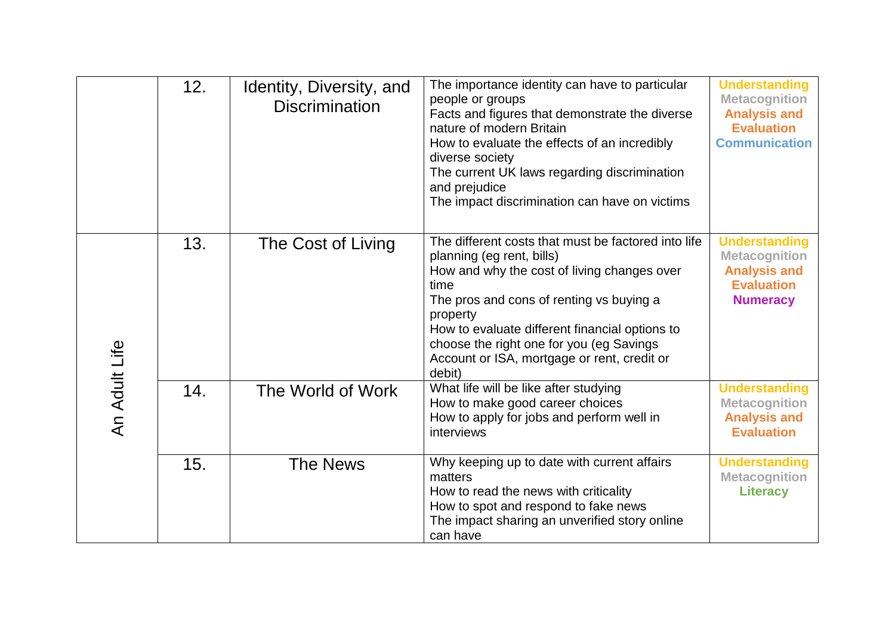|  |  |  |  |  |
|---|---|---|---|---|
|  | 12. | Identity, Diversity, and Discrimination | The importance identity can have to particular people or groups<br>Facts and figures that demonstrate the diverse nature of modern Britain<br>How to evaluate the effects of an incredibly diverse society<br>The current UK laws regarding discrimination and prejudice<br>The impact discrimination can have on victims | **Understanding**<br>**Metacognition**<br>**Analysis and Evaluation**<br>**Communication** |
| An Adult Life | 13. | The Cost of Living | The different costs that must be factored into life planning (eg rent, bills)<br>How and why the cost of living changes over time<br>The pros and cons of renting vs buying a property<br>How to evaluate different financial options to choose the right one for you (eg Savings Account or ISA, mortgage or rent, credit or debit) | **Understanding**<br>**Metacognition**<br>**Analysis and Evaluation**<br>**Numeracy** |
|  | 14. | The World of Work | What life will be like after studying<br>How to make good career choices<br>How to apply for jobs and perform well in interviews | **Understanding**<br>**Metacognition**<br>**Analysis and Evaluation** |
|  | 15. | The News | Why keeping up to date with current affairs matters<br>How to read the news with criticality<br>How to spot and respond to fake news<br>The impact sharing an unverified story online can have | **Understanding**<br>**Metacognition**<br>**Literacy** |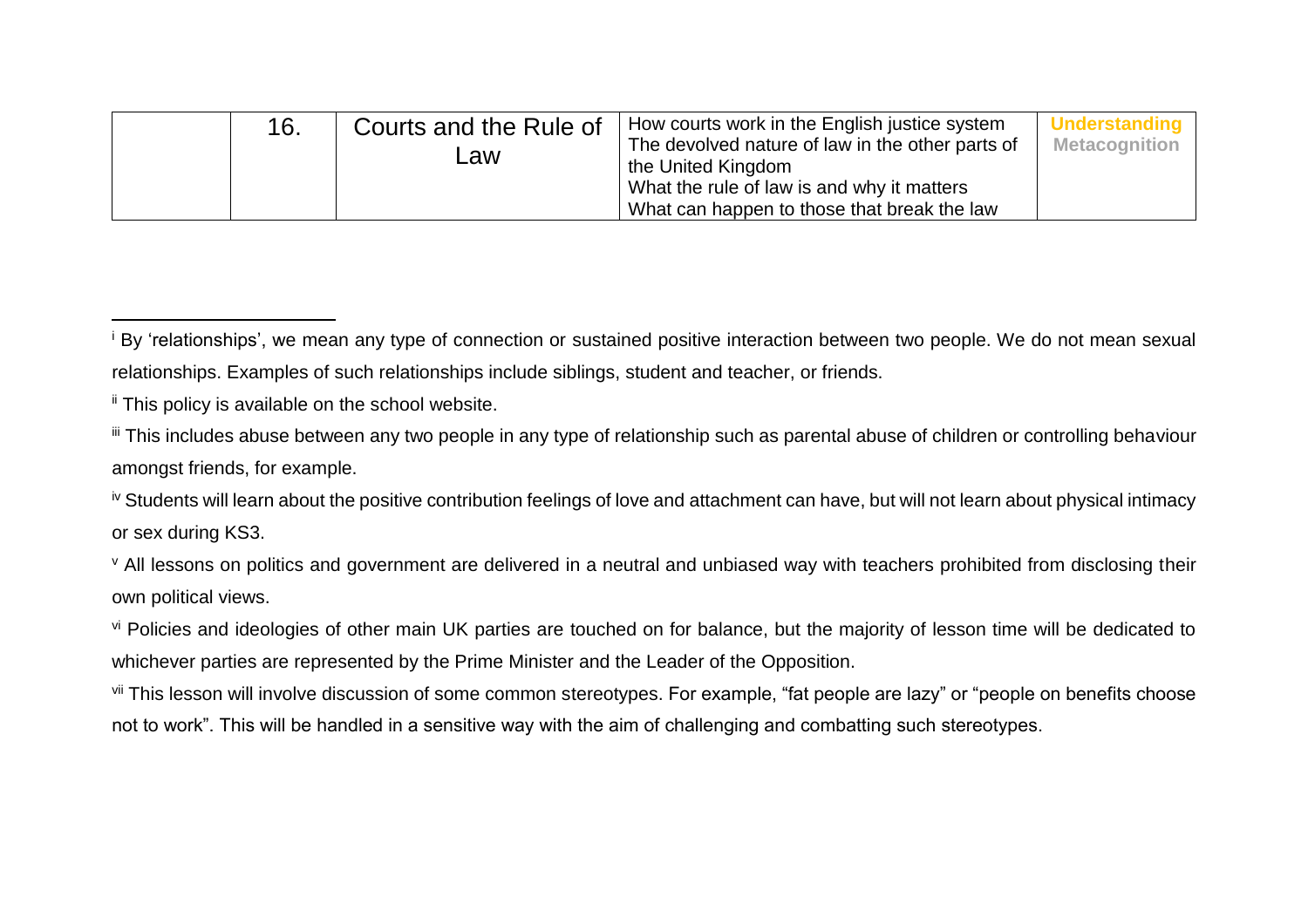| | 16. | Courts and the Rule of Law | How courts work in the English justice system<br>The devolved nature of law in the other parts of the United Kingdom<br>What the rule of law is and why it matters<br>What can happen to those that break the law | **Understanding**<br>**Metacognition** |
|---|---|---|---|---|

---

[i] By 'relationships', we mean any type of connection or sustained positive interaction between two people. We do not mean sexual relationships. Examples of such relationships include siblings, student and teacher, or friends.

[ii] This policy is available on the school website.

[iii] This includes abuse between any two people in any type of relationship such as parental abuse of children or controlling behaviour amongst friends, for example.

[iv] Students will learn about the positive contribution feelings of love and attachment can have, but will not learn about physical intimacy or sex during KS3.

[v] All lessons on politics and government are delivered in a neutral and unbiased way with teachers prohibited from disclosing their own political views.

[vi] Policies and ideologies of other main UK parties are touched on for balance, but the majority of lesson time will be dedicated to whichever parties are represented by the Prime Minister and the Leader of the Opposition.

[vii] This lesson will involve discussion of some common stereotypes. For example, "fat people are lazy" or "people on benefits choose not to work". This will be handled in a sensitive way with the aim of challenging and combatting such stereotypes.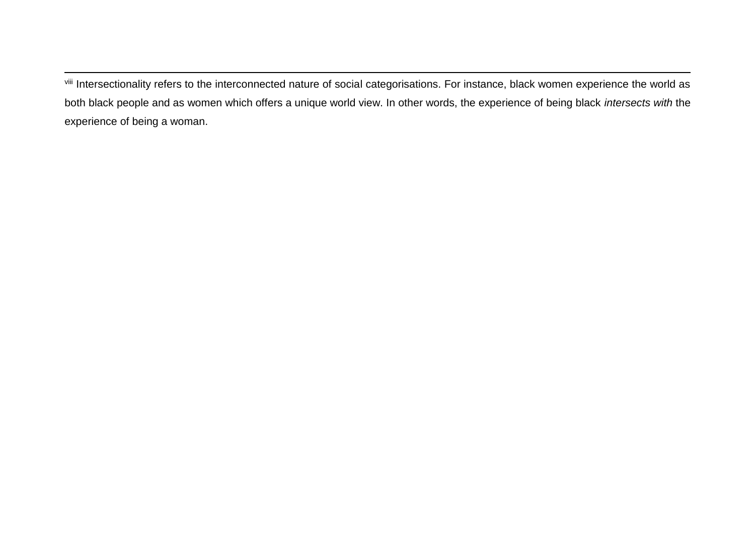[viii] Intersectionality refers to the interconnected nature of social categorisations. For instance, black women experience the world as both black people and as women which offers a unique world view. In other words, the experience of being black *intersects with* the experience of being a woman.